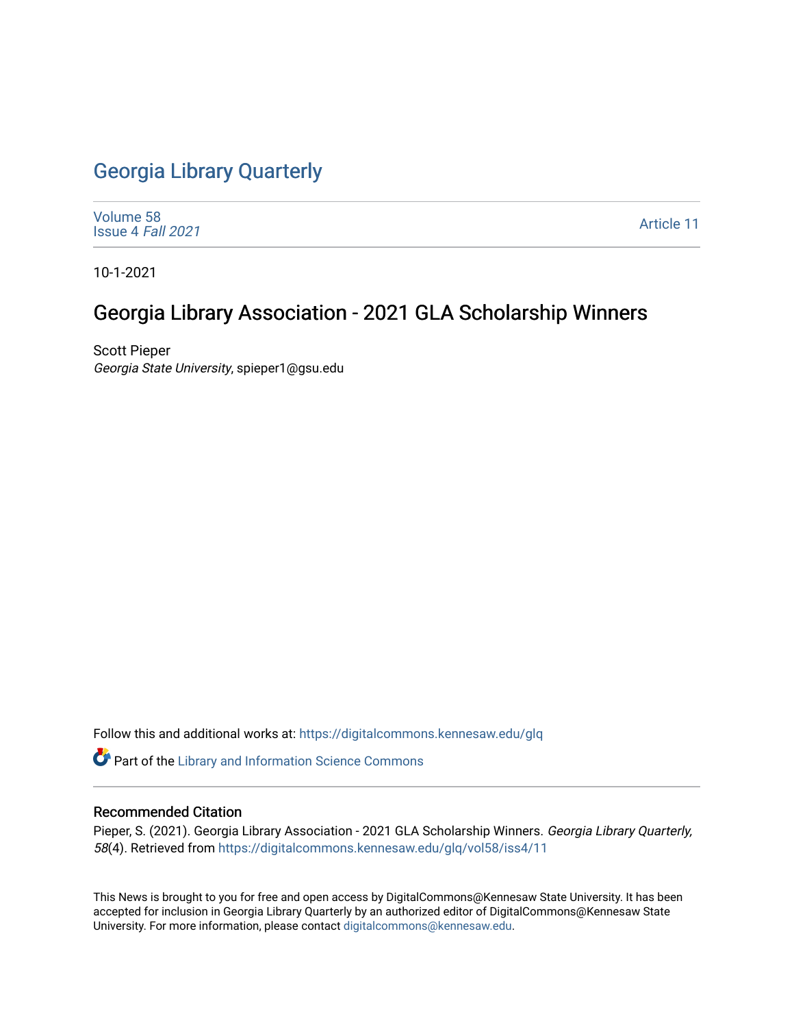# Georgia Library Quarterly

Volume 58
Issue 4 *Fall 2021*

Article 11

10-1-2021

## Georgia Library Association - 2021 GLA Scholarship Winners

Scott Pieper
*Georgia State University*, spieper1@gsu.edu

Follow this and additional works at: https://digitalcommons.kennesaw.edu/glq

Part of the Library and Information Science Commons

### Recommended Citation

Pieper, S. (2021). Georgia Library Association - 2021 GLA Scholarship Winners. *Georgia Library Quarterly, 58*(4). Retrieved from https://digitalcommons.kennesaw.edu/glq/vol58/iss4/11

This News is brought to you for free and open access by DigitalCommons@Kennesaw State University. It has been accepted for inclusion in Georgia Library Quarterly by an authorized editor of DigitalCommons@Kennesaw State University. For more information, please contact digitalcommons@kennesaw.edu.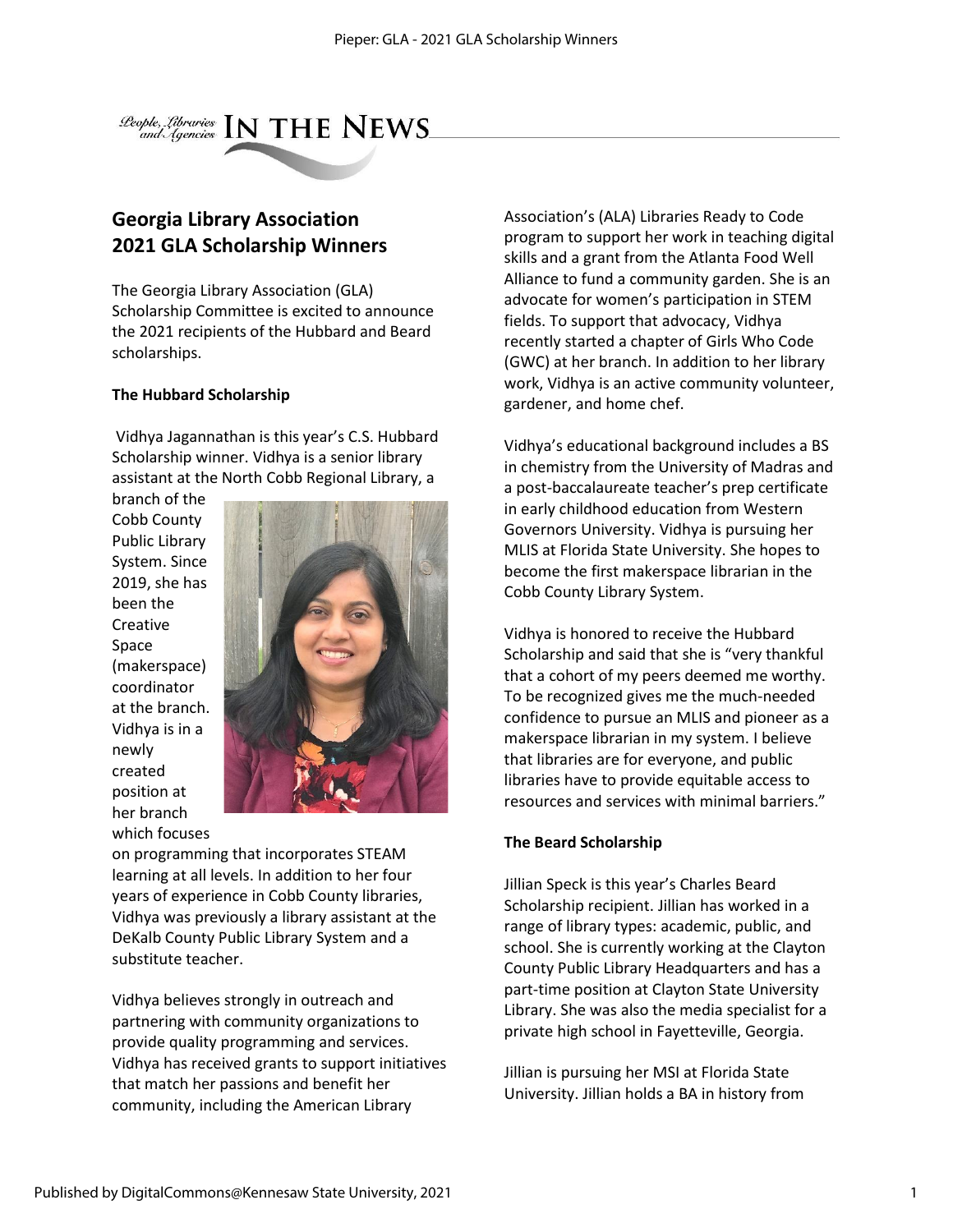# In the News

## Georgia Library Association 2021 GLA Scholarship Winners

The Georgia Library Association (GLA) Scholarship Committee is excited to announce the 2021 recipients of the Hubbard and Beard scholarships.

### The Hubbard Scholarship

Vidhya Jagannathan is this year's C.S. Hubbard Scholarship winner. Vidhya is a senior library assistant at the North Cobb Regional Library, a branch of the Cobb County Public Library System. Since 2019, she has been the Creative Space (makerspace) coordinator at the branch. Vidhya is in a newly created position at her branch which focuses on programming that incorporates STEAM learning at all levels. In addition to her four years of experience in Cobb County libraries, Vidhya was previously a library assistant at the DeKalb County Public Library System and a substitute teacher.

Vidhya believes strongly in outreach and partnering with community organizations to provide quality programming and services. Vidhya has received grants to support initiatives that match her passions and benefit her community, including the American Library Association's (ALA) Libraries Ready to Code program to support her work in teaching digital skills and a grant from the Atlanta Food Well Alliance to fund a community garden. She is an advocate for women's participation in STEM fields. To support that advocacy, Vidhya recently started a chapter of Girls Who Code (GWC) at her branch. In addition to her library work, Vidhya is an active community volunteer, gardener, and home chef.

Vidhya's educational background includes a BS in chemistry from the University of Madras and a post-baccalaureate teacher's prep certificate in early childhood education from Western Governors University. Vidhya is pursuing her MLIS at Florida State University. She hopes to become the first makerspace librarian in the Cobb County Library System.

Vidhya is honored to receive the Hubbard Scholarship and said that she is "very thankful that a cohort of my peers deemed me worthy. To be recognized gives me the much-needed confidence to pursue an MLIS and pioneer as a makerspace librarian in my system. I believe that libraries are for everyone, and public libraries have to provide equitable access to resources and services with minimal barriers."

### The Beard Scholarship

Jillian Speck is this year's Charles Beard Scholarship recipient. Jillian has worked in a range of library types: academic, public, and school. She is currently working at the Clayton County Public Library Headquarters and has a part-time position at Clayton State University Library. She was also the media specialist for a private high school in Fayetteville, Georgia.

Jillian is pursuing her MSI at Florida State University. Jillian holds a BA in history from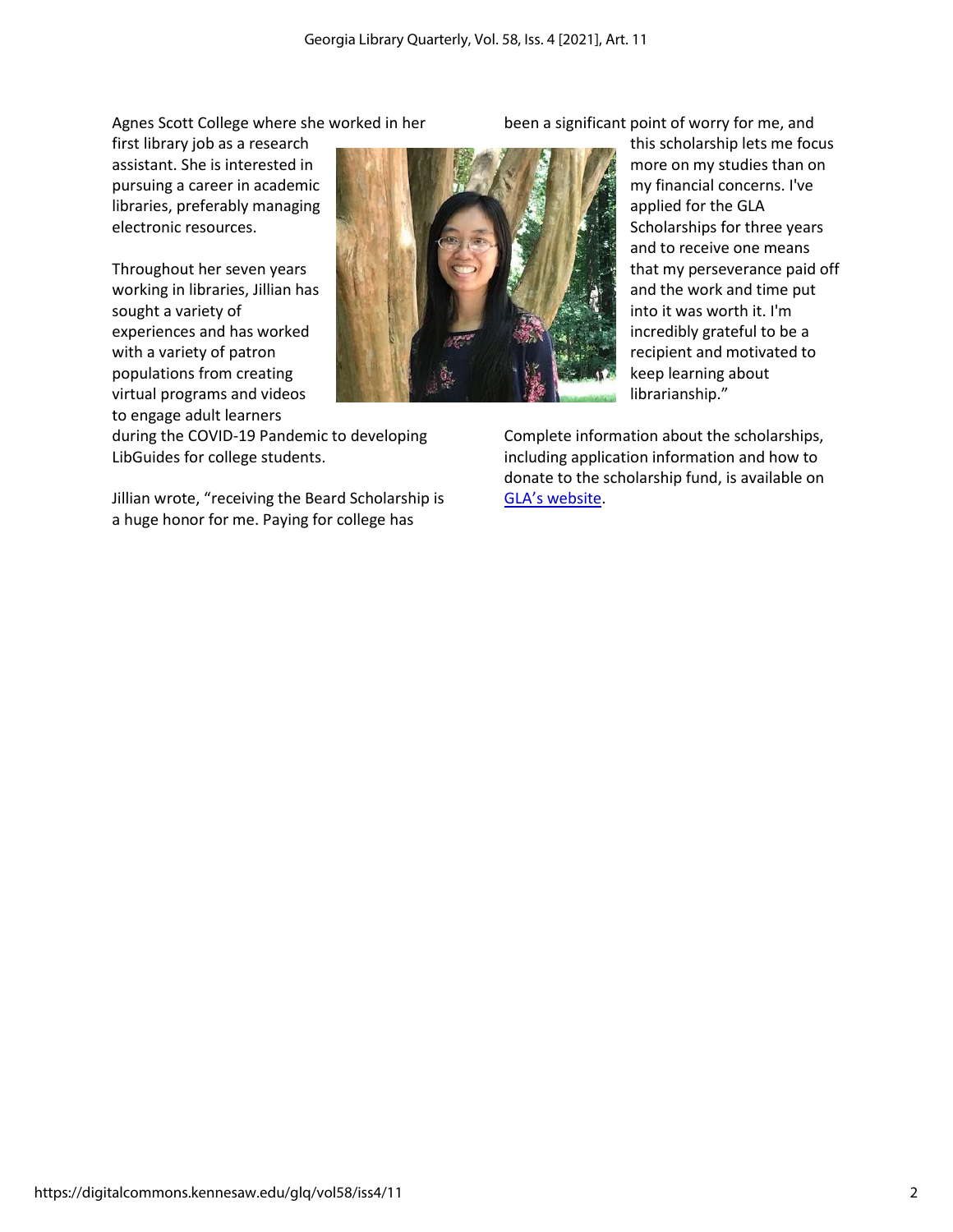Agnes Scott College where she worked in her first library job as a research assistant. She is interested in pursuing a career in academic libraries, preferably managing electronic resources.

Throughout her seven years working in libraries, Jillian has sought a variety of experiences and has worked with a variety of patron populations from creating virtual programs and videos to engage adult learners during the COVID-19 Pandemic to developing LibGuides for college students.

Jillian wrote, "receiving the Beard Scholarship is a huge honor for me. Paying for college has been a significant point of worry for me, and this scholarship lets me focus more on my studies than on my financial concerns. I've applied for the GLA Scholarships for three years and to receive one means that my perseverance paid off and the work and time put into it was worth it. I'm incredibly grateful to be a recipient and motivated to keep learning about librarianship."

Complete information about the scholarships, including application information and how to donate to the scholarship fund, is available on GLA's website.